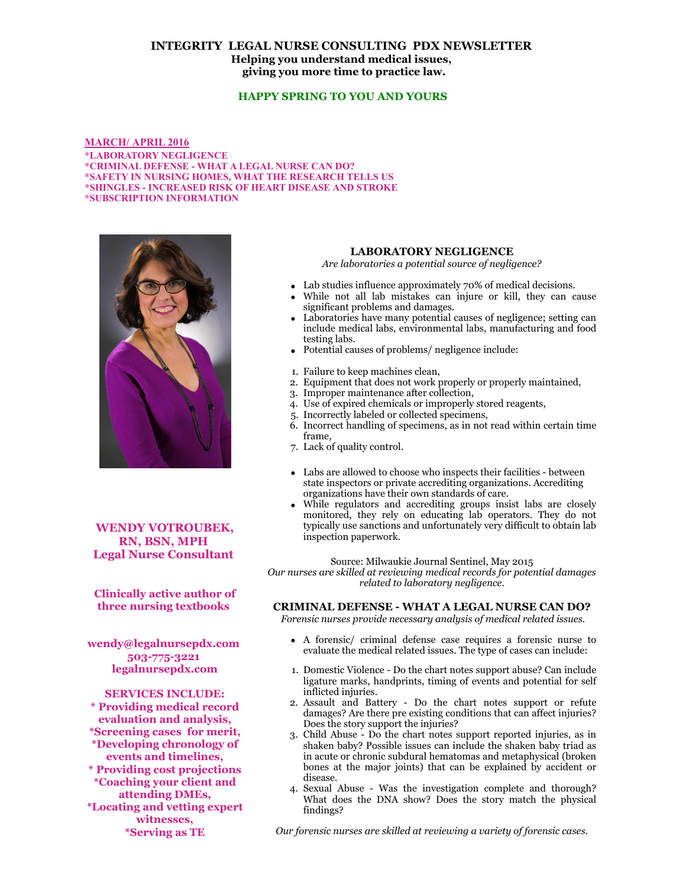# INTEGRITY LEGAL NURSE CONSULTING PDX NEWSLETTER

**Helping you understand medical issues, giving you more time to practice law.**

**HAPPY SPRING TO YOU AND YOURS**

**MARCH/ APRIL 2016**

**\*LABORATORY NEGLIGENCE**
**\*CRIMINAL DEFENSE - WHAT A LEGAL NURSE CAN DO?**
**\*SAFETY IN NURSING HOMES, WHAT THE RESEARCH TELLS US**
**\*SHINGLES - INCREASED RISK OF HEART DISEASE AND STROKE**
**\*SUBSCRIPTION INFORMATION**

**WENDY VOTROUBEK, RN, BSN, MPH**
**Legal Nurse Consultant**

**Clinically active author of three nursing textbooks**

**wendy@legalnursepdx.com**
**503-775-3221**
**legalnursepdx.com**

**SERVICES INCLUDE:**
**\* Providing medical record evaluation and analysis,**
**\*Screening cases for merit,**
**\*Developing chronology of events and timelines,**
**\* Providing cost projections**
**\*Coaching your client and attending DMEs,**
**\*Locating and vetting expert witnesses,**
**\*Serving as TE**

## LABORATORY NEGLIGENCE

*Are laboratories a potential source of negligence?*

- Lab studies influence approximately 70% of medical decisions.
- While not all lab mistakes can injure or kill, they can cause significant problems and damages.
- Laboratories have many potential causes of negligence; setting can include medical labs, environmental labs, manufacturing and food testing labs.
- Potential causes of problems/ negligence include:

1. Failure to keep machines clean,
2. Equipment that does not work properly or properly maintained,
3. Improper maintenance after collection,
4. Use of expired chemicals or improperly stored reagents,
5. Incorrectly labeled or collected specimens,
6. Incorrect handling of specimens, as in not read within certain time frame,
7. Lack of quality control.

- Labs are allowed to choose who inspects their facilities - between state inspectors or private accrediting organizations. Accrediting organizations have their own standards of care.
- While regulators and accrediting groups insist labs are closely monitored, they rely on educating lab operators. They do not typically use sanctions and unfortunately very difficult to obtain lab inspection paperwork.

Source: Milwaukie Journal Sentinel, May 2015

*Our nurses are skilled at reviewing medical records for potential damages related to laboratory negligence.*

## CRIMINAL DEFENSE - WHAT A LEGAL NURSE CAN DO?

*Forensic nurses provide necessary analysis of medical related issues.*

- A forensic/ criminal defense case requires a forensic nurse to evaluate the medical related issues. The type of cases can include:

1. Domestic Violence - Do the chart notes support abuse? Can include ligature marks, handprints, timing of events and potential for self inflicted injuries.
2. Assault and Battery - Do the chart notes support or refute damages? Are there pre existing conditions that can affect injuries? Does the story support the injuries?
3. Child Abuse - Do the chart notes support reported injuries, as in shaken baby? Possible issues can include the shaken baby triad as in acute or chronic subdural hematomas and metaphysical (broken bones at the major joints) that can be explained by accident or disease.
4. Sexual Abuse - Was the investigation complete and thorough? What does the DNA show? Does the story match the physical findings?

*Our forensic nurses are skilled at reviewing a variety of forensic cases.*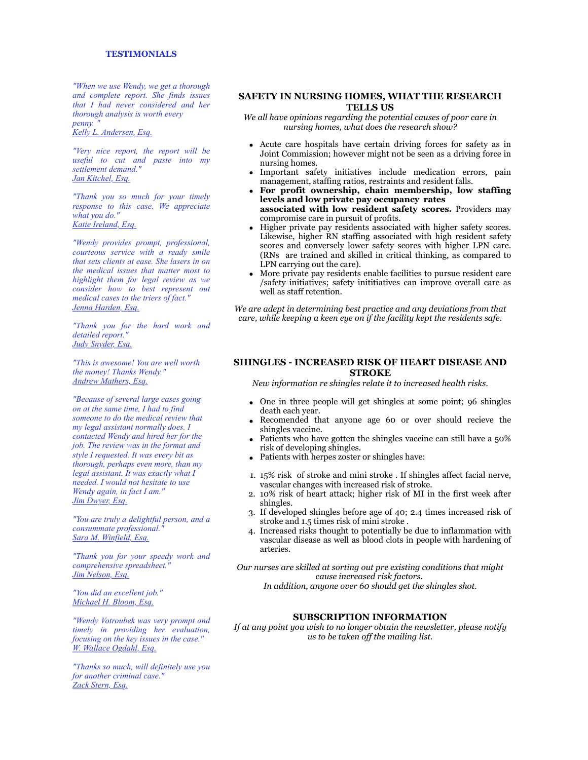## TESTIMONIALS

*"When we use Wendy, we get a thorough and complete report. She finds issues that I had never considered and her thorough analysis is worth every penny. "*
Kelly L. Andersen, Esq.

*"Very nice report, the report will be useful to cut and paste into my settlement demand."*
Jan Kitchel, Esq.

*"Thank you so much for your timely response to this case. We appreciate what you do."*
Katie Ireland, Esq.

*"Wendy provides prompt, professional, courteous service with a ready smile that sets clients at ease. She lasers in on the medical issues that matter most to highlight them for legal review as we consider how to best represent out medical cases to the triers of fact."*
Jenna Harden, Esq.

*"Thank you for the hard work and detailed report."*
Judy Snyder, Esq.

*"This is awesome! You are well worth the money! Thanks Wendy."*
Andrew Mathers, Esq.

*"Because of several large cases going on at the same time, I had to find someone to do the medical review that my legal assistant normally does. I contacted Wendy and hired her for the job. The review was in the format and style I requested. It was every bit as thorough, perhaps even more, than my legal assistant. It was exactly what I needed. I would not hesitate to use Wendy again, in fact I am."*
Jim Dwyer, Esq.

*"You are truly a delightful person, and a consummate professional."*
Sara M. Winfield, Esq.

*"Thank you for your speedy work and comprehensive spreadsheet."*
Jim Nelson, Esq.

*"You did an excellent job."*
Michael H. Bloom, Esq.

*"Wendy Votroubek was very prompt and timely in providing her evaluation, focusing on the key issues in the case."*
W. Wallace Ogdahl, Esq.

*"Thanks so much, will definitely use you for another criminal case."*
Zack Stern, Esq.

## SAFETY IN NURSING HOMES, WHAT THE RESEARCH TELLS US

*We all have opinions regarding the potential causes of poor care in nursing homes, what does the research show?*

- Acute care hospitals have certain driving forces for safety as in Joint Commission; however might not be seen as a driving force in nursing homes.
- Important safety initiatives include medication errors, pain management, staffing ratios, restraints and resident falls.
- **For profit ownership, chain membership, low staffing levels and low private pay occupancy rates associated with low resident safety scores.** Providers may compromise care in pursuit of profits.
- Higher private pay residents associated with higher safety scores. Likewise, higher RN staffing associated with high resident safety scores and conversely lower safety scores with higher LPN care. (RNs are trained and skilled in critical thinking, as compared to LPN carrying out the care).
- More private pay residents enable facilities to pursue resident care /safety initiatives; safety inititiatives can improve overall care as well as staff retention.

*We are adept in determining best practice and any deviations from that care, while keeping a keen eye on if the facility kept the residents safe.*

## SHINGLES - INCREASED RISK OF HEART DISEASE AND STROKE

*New information re shingles relate it to increased health risks.*

- One in three people will get shingles at some point; 96 shingles death each year.
- Recomended that anyone age 60 or over should recieve the shingles vaccine.
- Patients who have gotten the shingles vaccine can still have a 50% risk of developing shingles.
- Patients with herpes zoster or shingles have:

1. 15% risk of stroke and mini stroke . If shingles affect facial nerve, vascular changes with increased risk of stroke.
2. 10% risk of heart attack; higher risk of MI in the first week after shingles.
3. If developed shingles before age of 40; 2.4 times increased risk of stroke and 1.5 times risk of mini stroke .
4. Increased risks thought to potentially be due to inflammation with vascular disease as well as blood clots in people with hardening of arteries.

*Our nurses are skilled at sorting out pre existing conditions that might cause increased risk factors.*
*In addition, anyone over 60 should get the shingles shot.*

## SUBSCRIPTION INFORMATION

*If at any point you wish to no longer obtain the newsletter, please notify us to be taken off the mailing list.*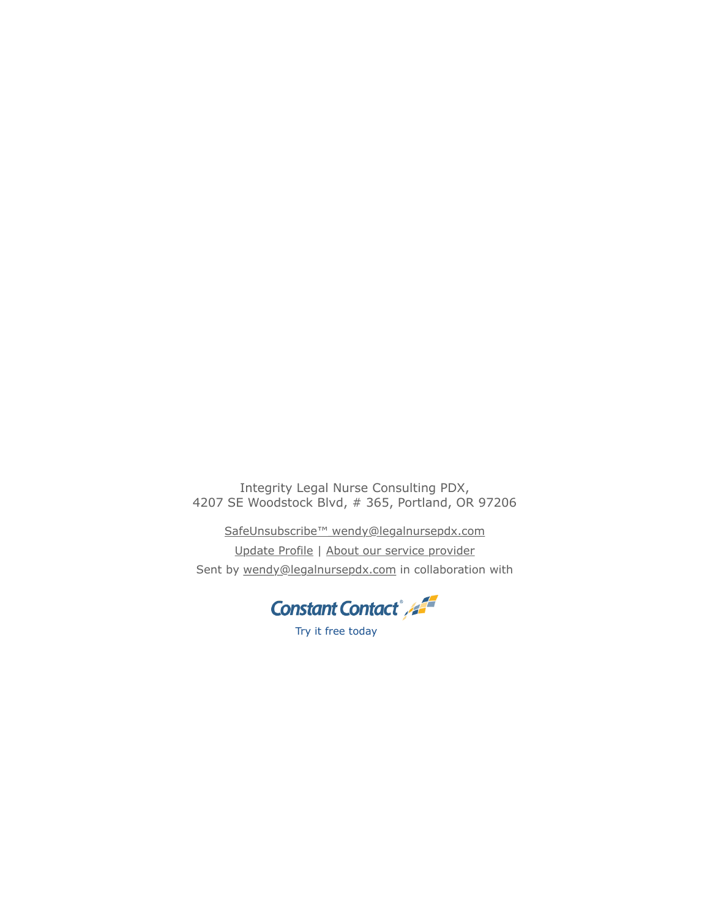Integrity Legal Nurse Consulting PDX,
4207 SE Woodstock Blvd, # 365, Portland, OR 97206

SafeUnsubscribe™ wendy@legalnursepdx.com

Update Profile | About our service provider

Sent by wendy@legalnursepdx.com in collaboration with

Constant Contact

Try it free today